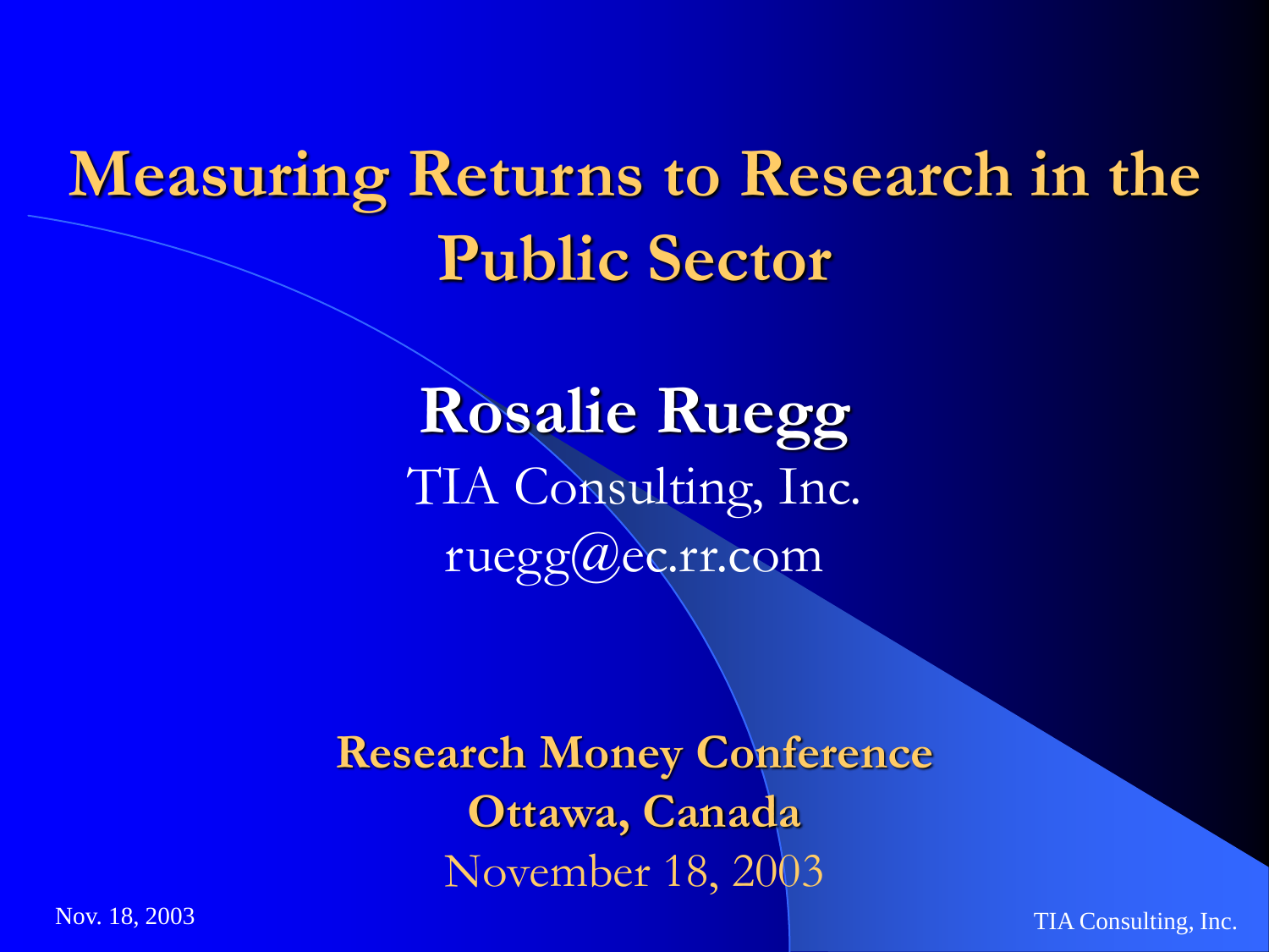# Measuring Returns to Research in the Public Sector

**Rosalie Ruegg**

TIA Consulting, Inc.

ruegg@ec.rr.com

**Research Money Conference**

**Ottawa, Canada**

November 18, 2003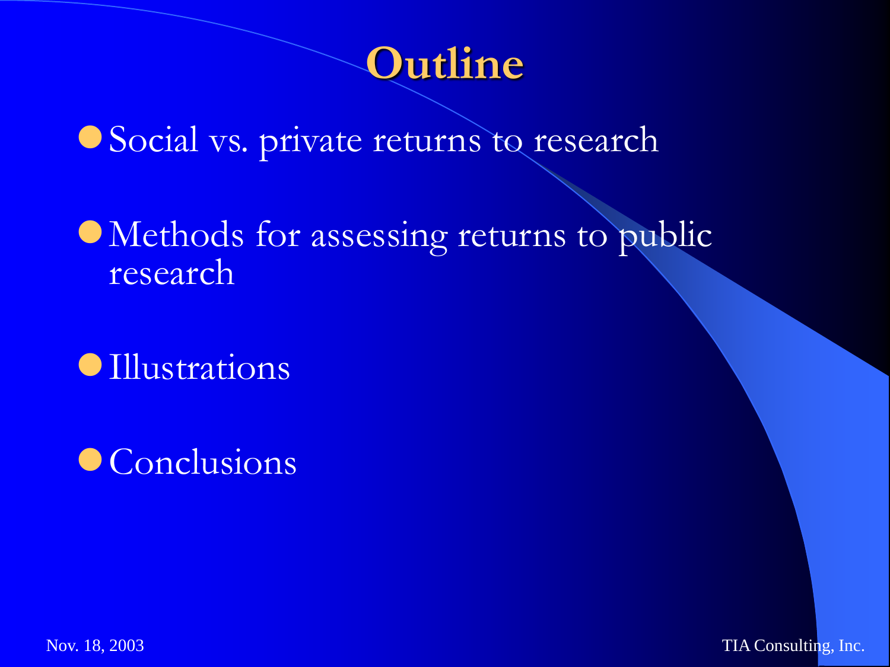# Outline

- Social vs. private returns to research
- Methods for assessing returns to public research
- Illustrations
- Conclusions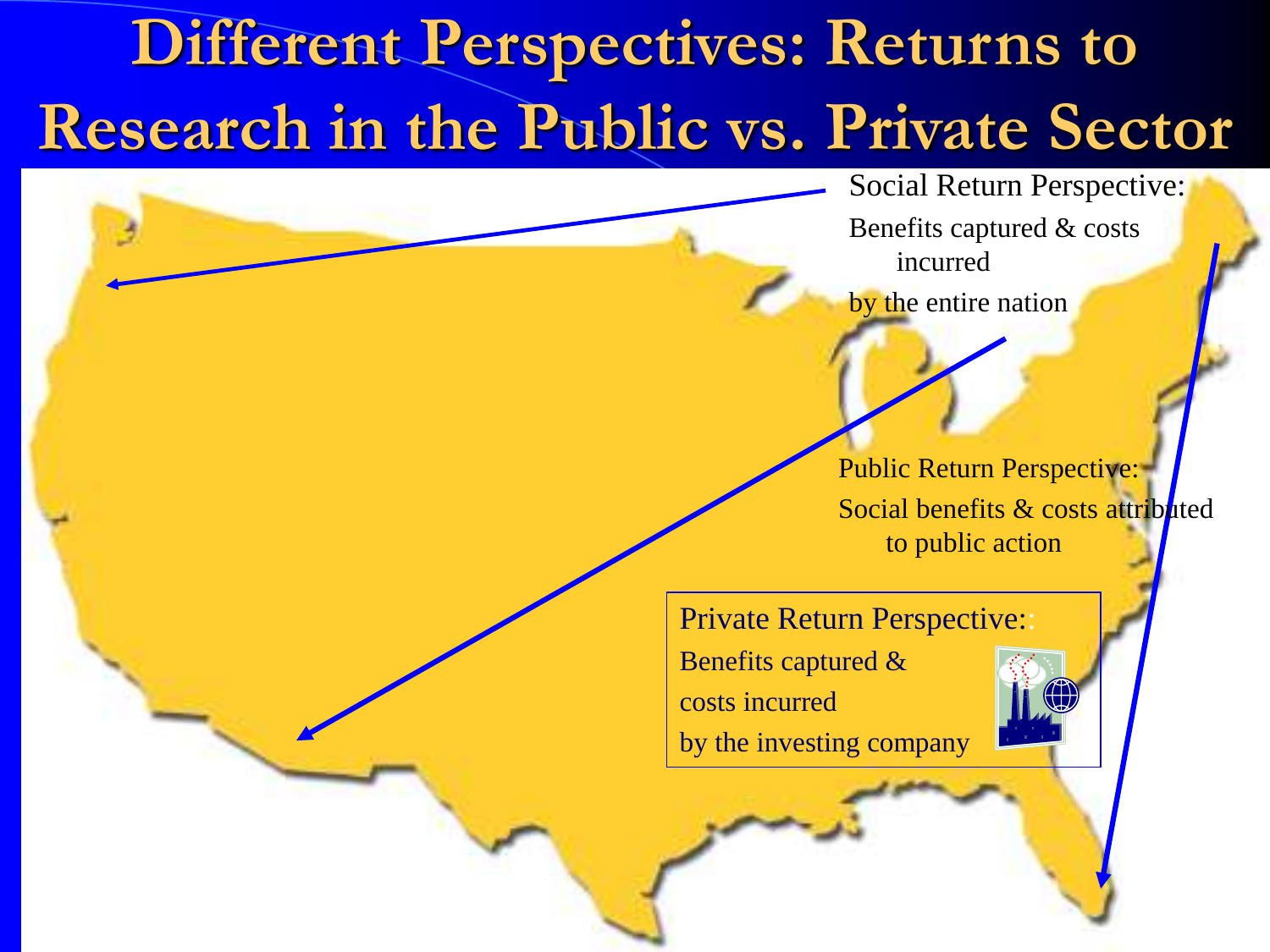# Different Perspectives: Returns to Research in the Public vs. Private Sector

Social Return Perspective:

Benefits captured & costs incurred

by the entire nation

Public Return Perspective:

Social benefits & costs attributed to public action

Private Return Perspective:

Benefits captured &

costs incurred

by the investing company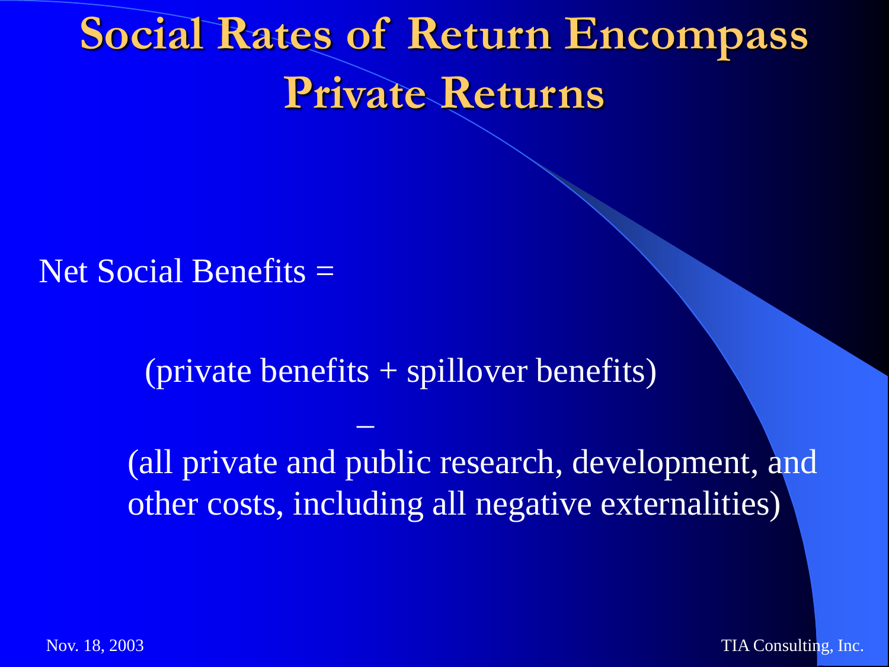# Social Rates of Return Encompass Private Returns

Net Social Benefits =

(private benefits + spillover benefits)

–

(all private and public research, development, and other costs, including all negative externalities)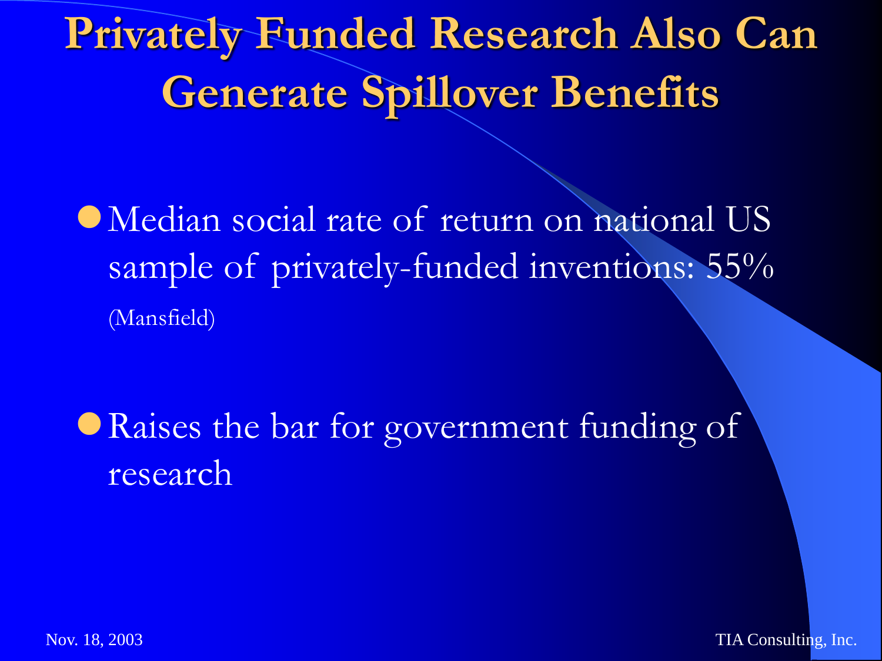# Privately Funded Research Also Can Generate Spillover Benefits

- Median social rate of return on national US sample of privately-funded inventions: 55% (Mansfield)

- Raises the bar for government funding of research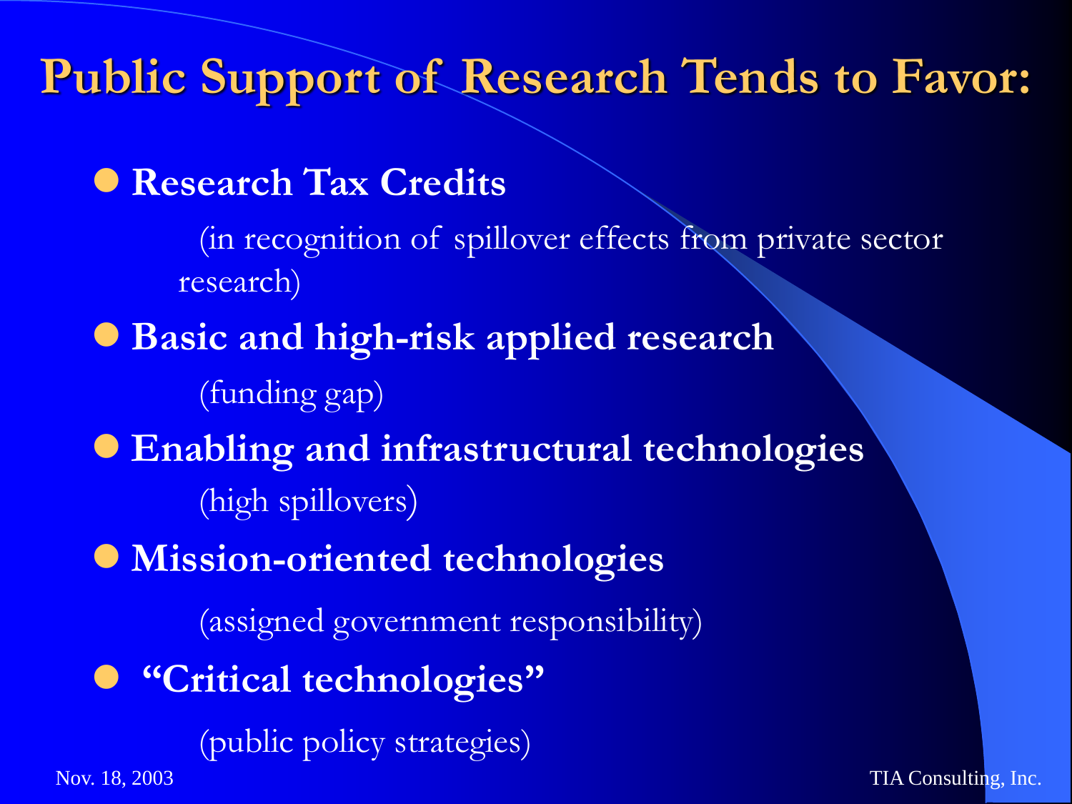# Public Support of Research Tends to Favor:

- **Research Tax Credits**

  (in recognition of spillover effects from private sector research)

- **Basic and high-risk applied research**

  (funding gap)

- **Enabling and infrastructural technologies**

  (high spillovers)

- **Mission-oriented technologies**

  (assigned government responsibility)

- **"Critical technologies"**

  (public policy strategies)

Nov. 18, 2003

TIA Consulting, Inc.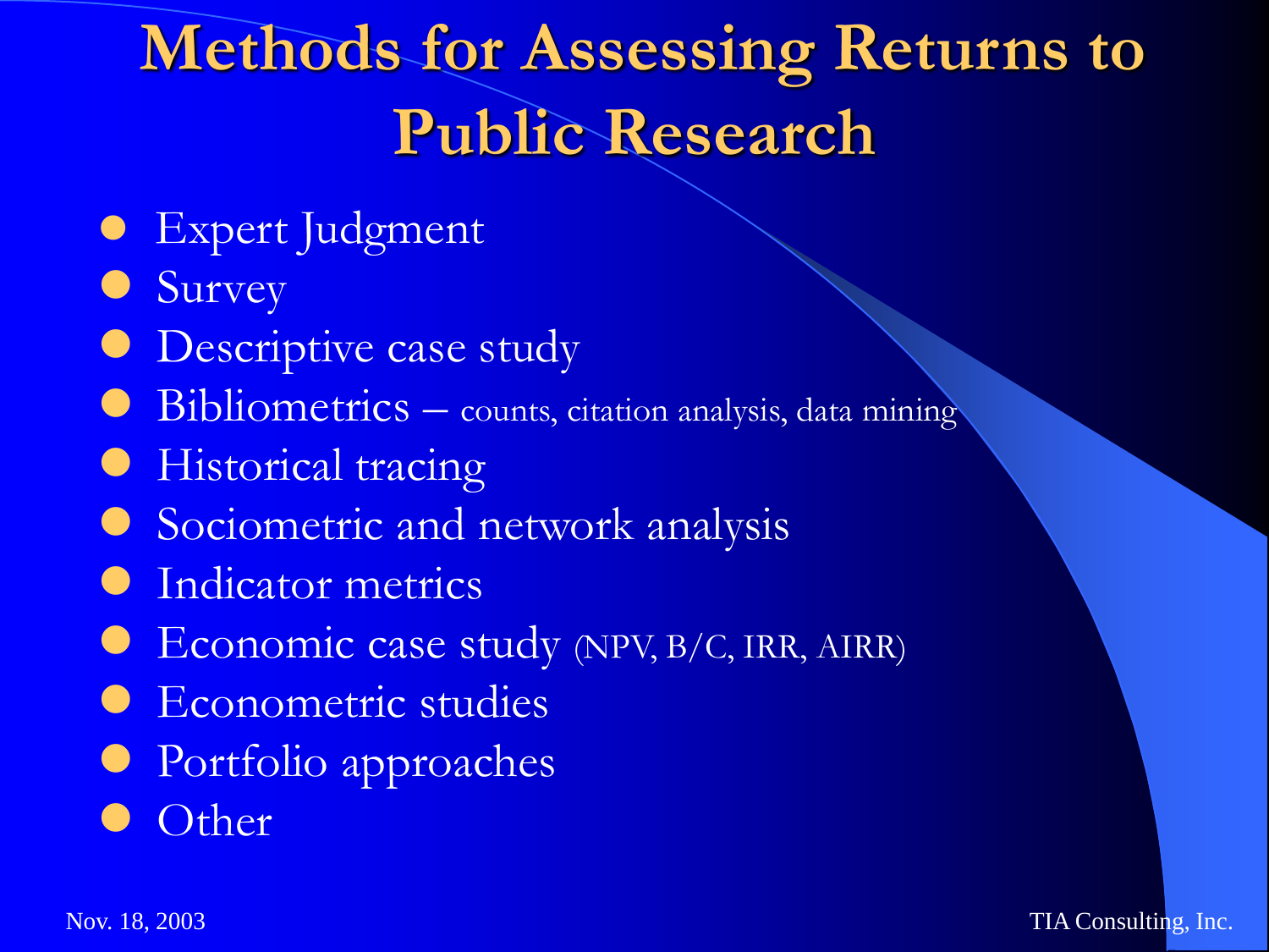# Methods for Assessing Returns to Public Research

- Expert Judgment
- Survey
- Descriptive case study
- Bibliometrics – counts, citation analysis, data mining
- Historical tracing
- Sociometric and network analysis
- Indicator metrics
- Economic case study (NPV, B/C, IRR, AIRR)
- Econometric studies
- Portfolio approaches
- Other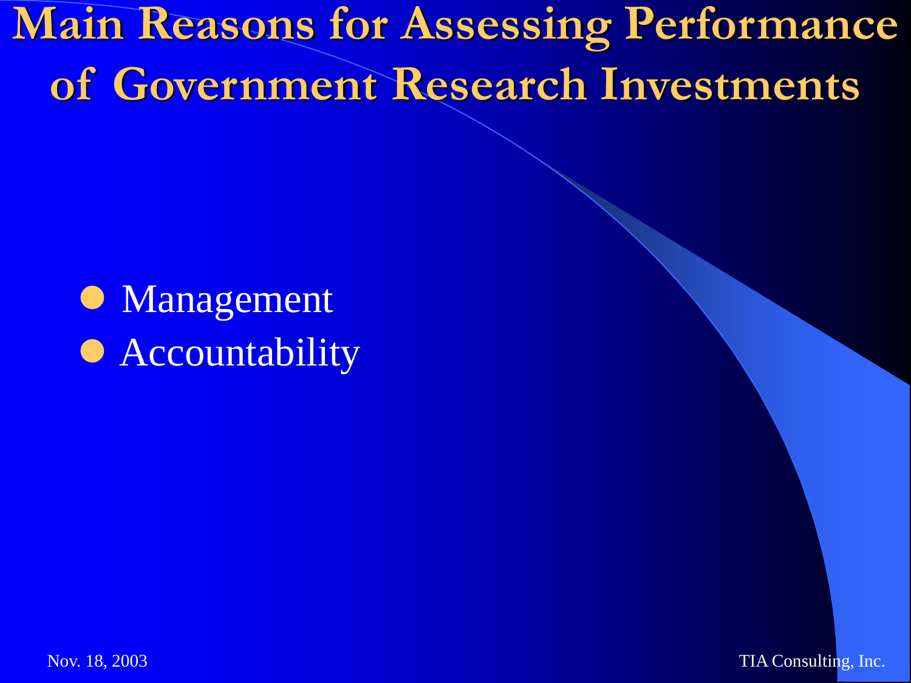# Main Reasons for Assessing Performance of Government Research Investments

- Management
- Accountability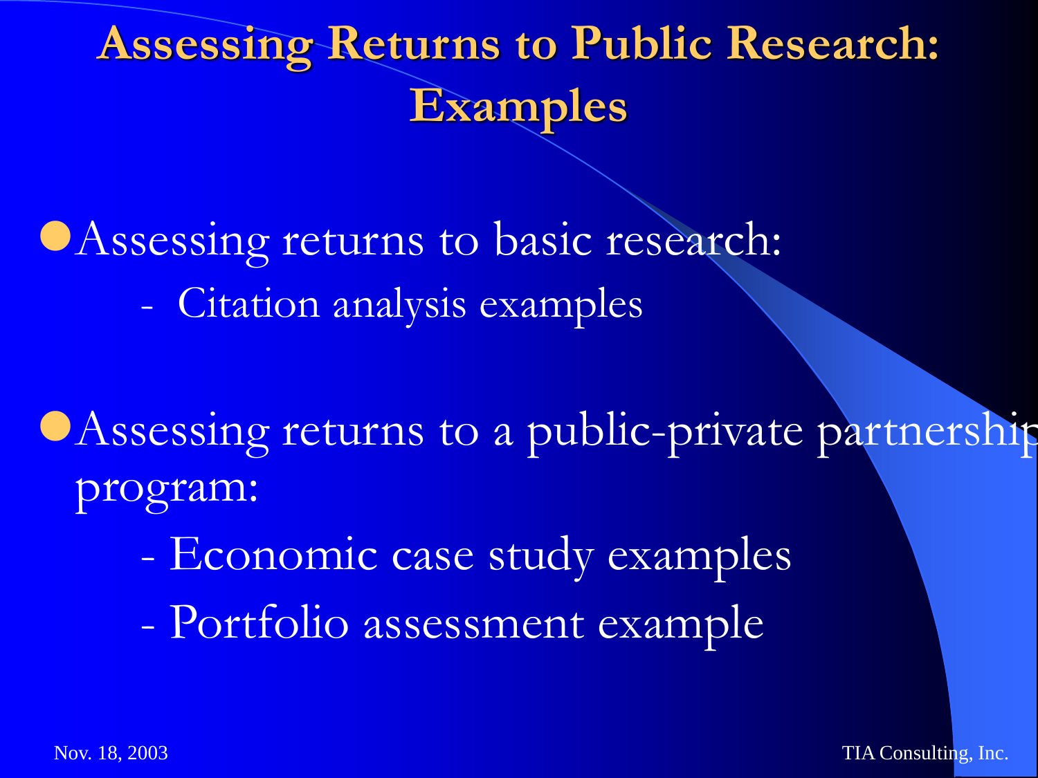# Assessing Returns to Public Research: Examples

- Assessing returns to basic research:
  - Citation analysis examples

- Assessing returns to a public-private partnership program:
  - Economic case study examples
  - Portfolio assessment example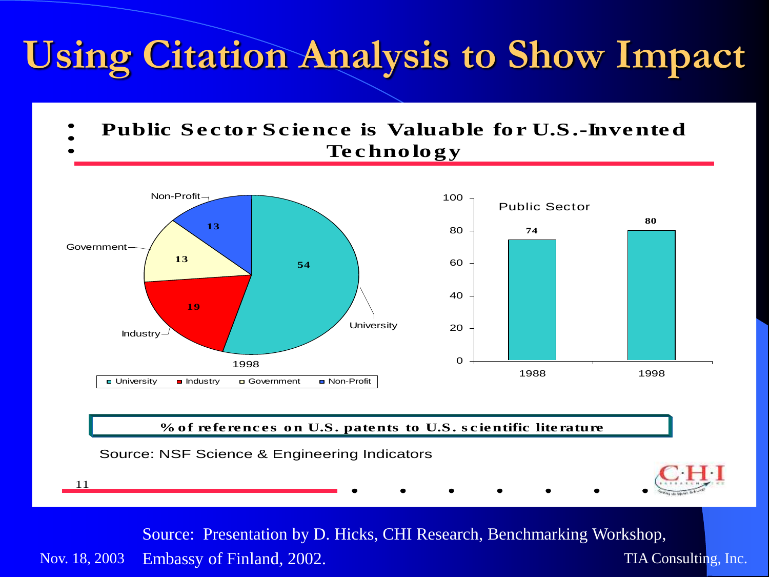# Using Citation Analysis to Show Impact

**Public Sector Science is Valuable for U.S.-Invented Technology**

1998

| Sector | % |
|---|---|
| University | 54 |
| Industry | 19 |
| Government | 13 |
| Non-Profit | 13 |

Public Sector

| Year | % |
|---|---|
| 1988 | 74 |
| 1998 | 80 |

**% of references on U.S. patents to U.S. scientific literature**

Source: NSF Science & Engineering Indicators

Source: Presentation by D. Hicks, CHI Research, Benchmarking Workshop, Embassy of Finland, 2002.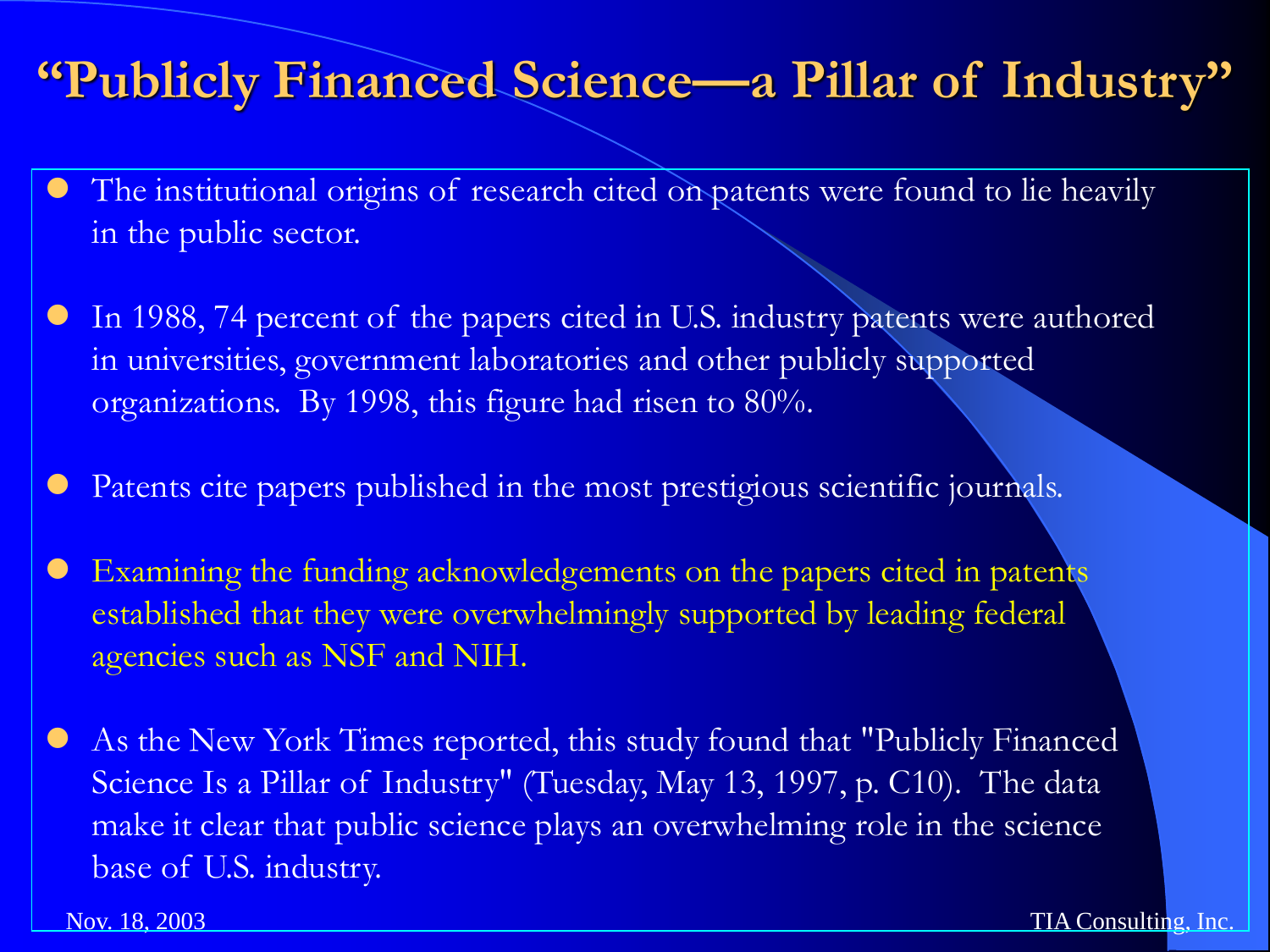# "Publicly Financed Science—a Pillar of Industry"

- The institutional origins of research cited on patents were found to lie heavily in the public sector.
- In 1988, 74 percent of the papers cited in U.S. industry patents were authored in universities, government laboratories and other publicly supported organizations. By 1998, this figure had risen to 80%.
- Patents cite papers published in the most prestigious scientific journals.
- Examining the funding acknowledgements on the papers cited in patents established that they were overwhelmingly supported by leading federal agencies such as NSF and NIH.
- As the New York Times reported, this study found that "Publicly Financed Science Is a Pillar of Industry" (Tuesday, May 13, 1997, p. C10). The data make it clear that public science plays an overwhelming role in the science base of U.S. industry.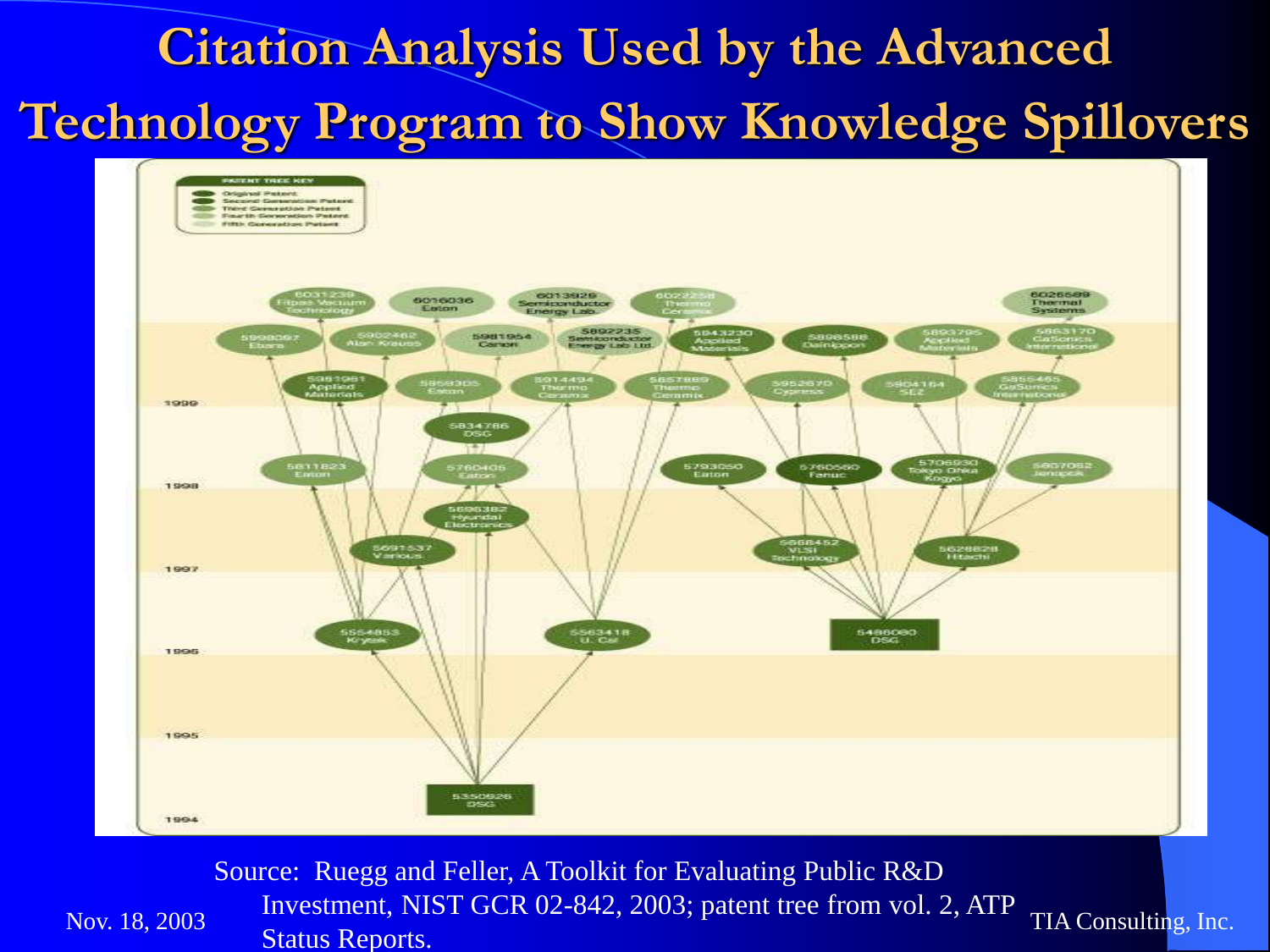# Citation Analysis Used by the Advanced Technology Program to Show Knowledge Spillovers

Source: Ruegg and Feller, A Toolkit for Evaluating Public R&D Investment, NIST GCR 02-842, 2003; patent tree from vol. 2, ATP Status Reports.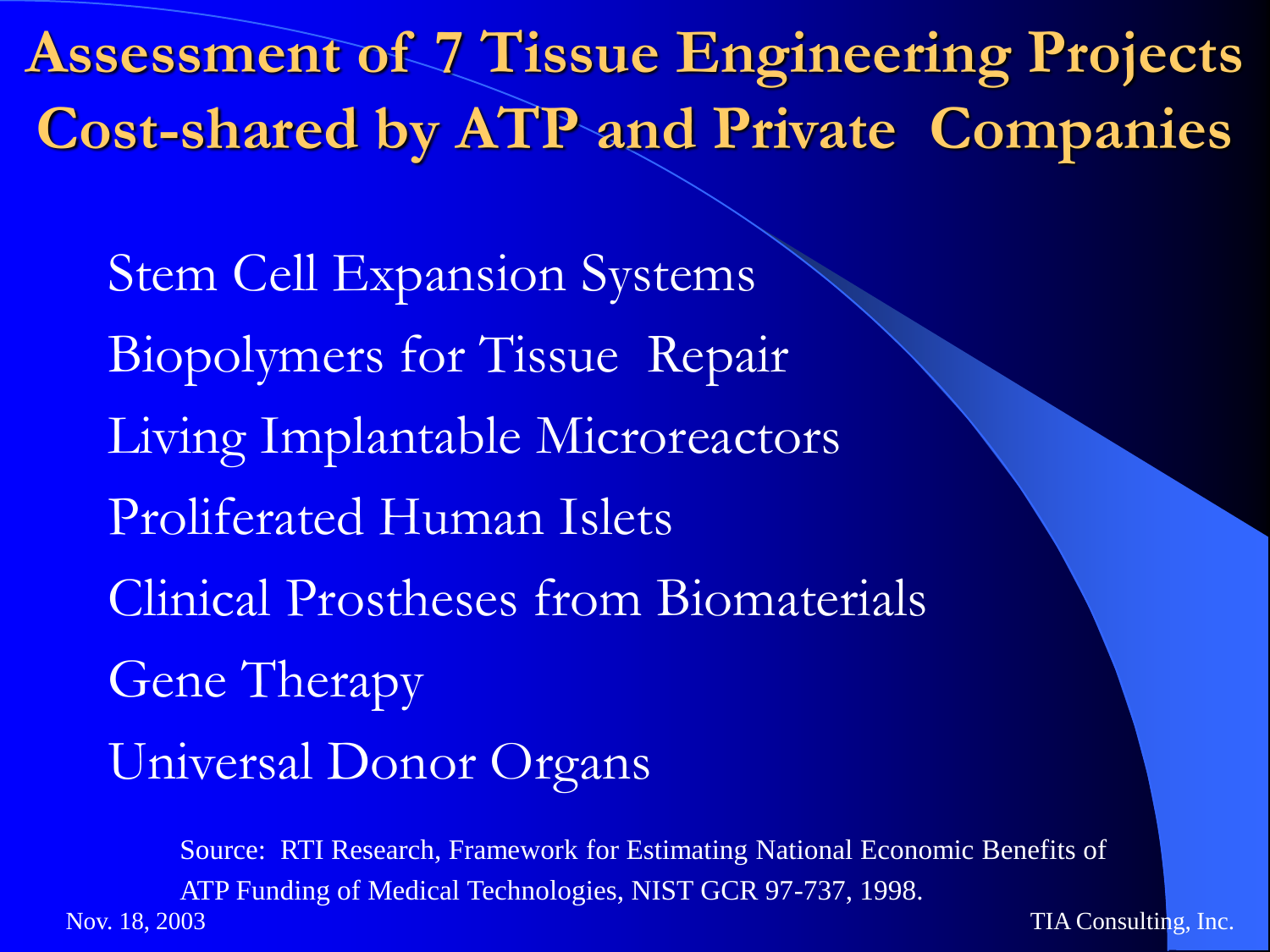# Assessment of 7 Tissue Engineering Projects Cost-shared by ATP and Private Companies

- Stem Cell Expansion Systems
- Biopolymers for Tissue Repair
- Living Implantable Microreactors
- Proliferated Human Islets
- Clinical Prostheses from Biomaterials
- Gene Therapy
- Universal Donor Organs

Source: RTI Research, Framework for Estimating National Economic Benefits of ATP Funding of Medical Technologies, NIST GCR 97-737, 1998.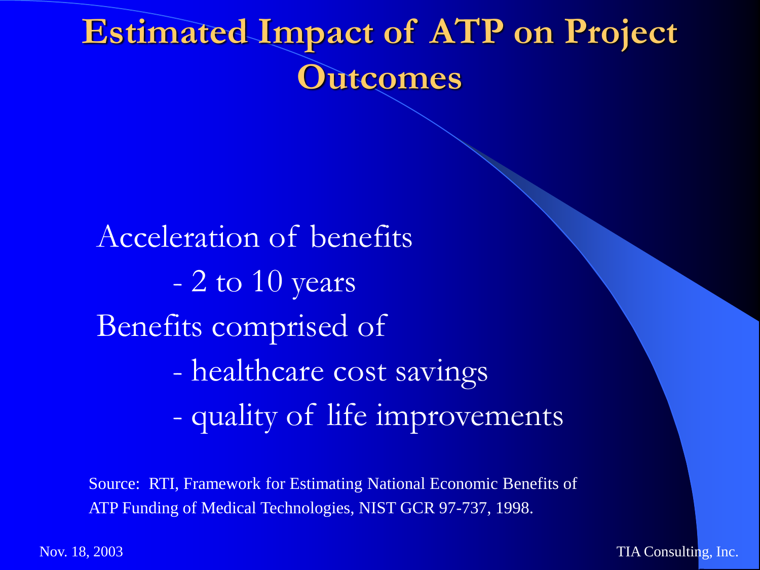# Estimated Impact of ATP on Project Outcomes

Acceleration of benefits

- 2 to 10 years

Benefits comprised of

- healthcare cost savings
- quality of life improvements

Source: RTI, Framework for Estimating National Economic Benefits of ATP Funding of Medical Technologies, NIST GCR 97-737, 1998.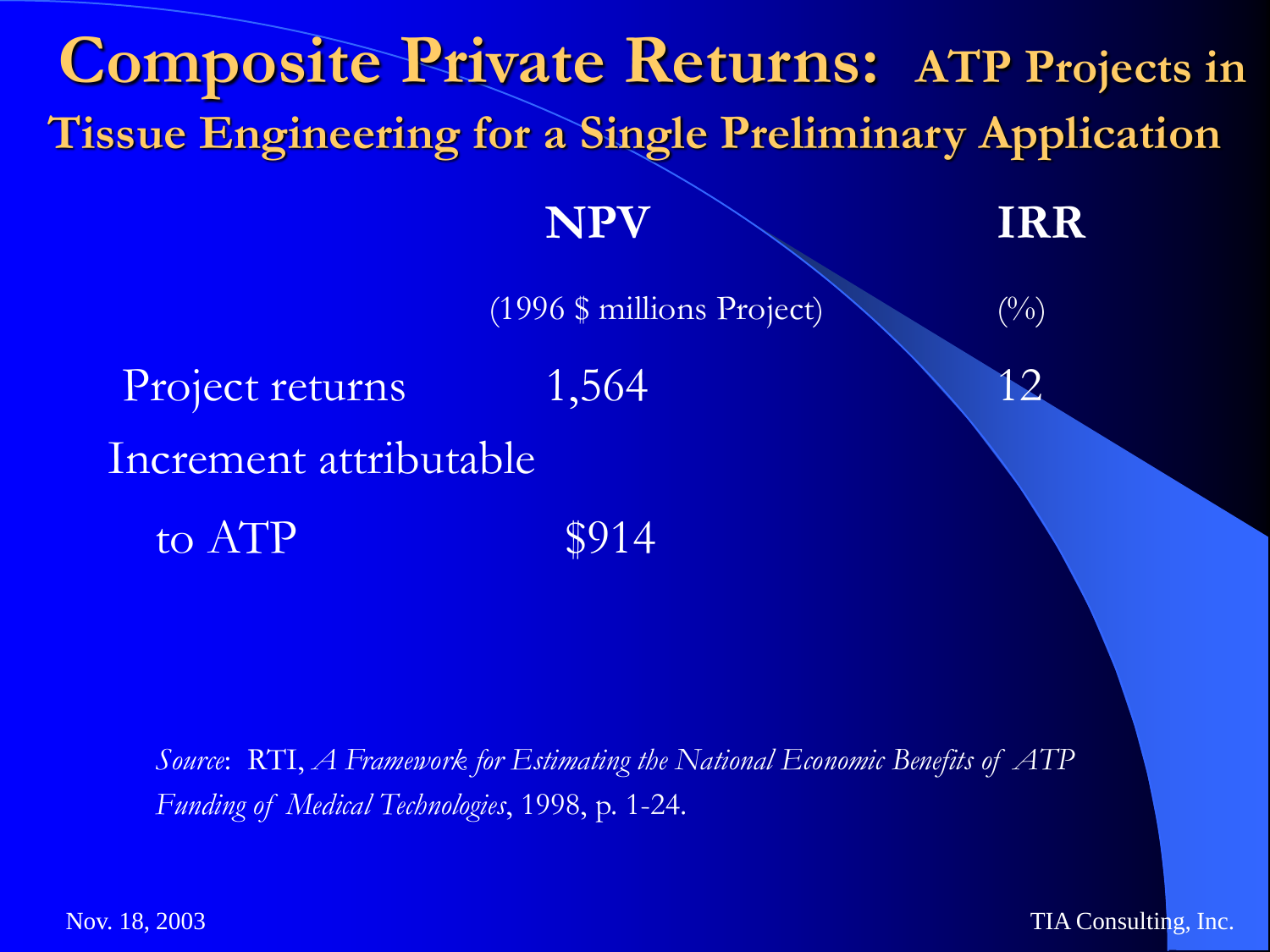# Composite Private Returns: ATP Projects in Tissue Engineering for a Single Preliminary Application

| | NPV | IRR |
|---|---|---|
| | (1996 $ millions Project) | (%) |
| Project returns | 1,564 | 12 |
| Increment attributable to ATP | $914 | |

*Source*: RTI, *A Framework for Estimating the National Economic Benefits of ATP Funding of Medical Technologies*, 1998, p. 1-24.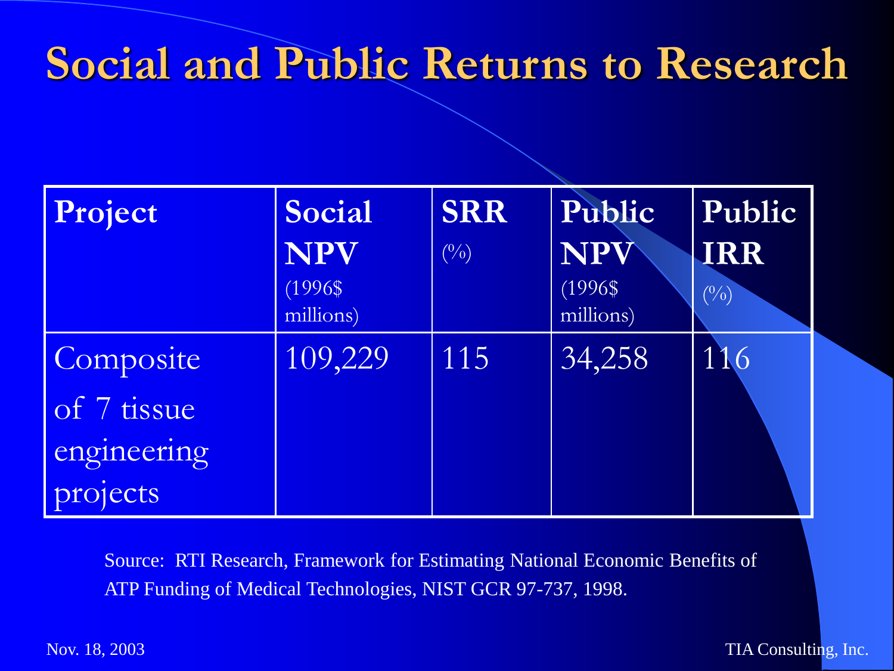# Social and Public Returns to Research

| Project | Social NPV (1996$ millions) | SRR (%) | Public NPV (1996$ millions) | Public IRR (%) |
|---|---|---|---|---|
| Composite of 7 tissue engineering projects | 109,229 | 115 | 34,258 | 116 |

Source: RTI Research, Framework for Estimating National Economic Benefits of ATP Funding of Medical Technologies, NIST GCR 97-737, 1998.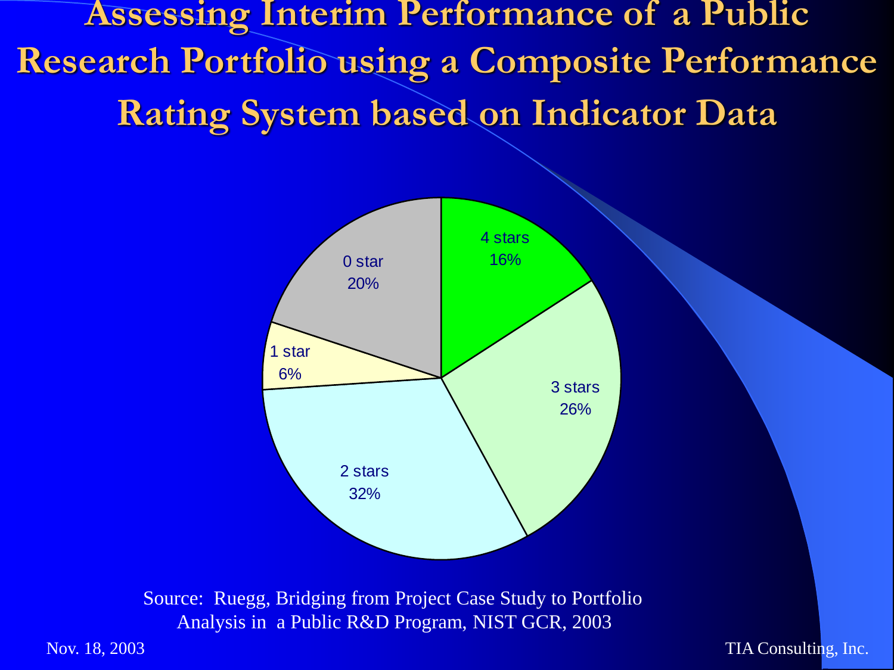# Assessing Interim Performance of a Public Research Portfolio using a Composite Performance Rating System based on Indicator Data

| Rating | Share |
| --- | --- |
| 4 stars | 16% |
| 3 stars | 26% |
| 2 stars | 32% |
| 1 star | 6% |
| 0 star | 20% |

Source: Ruegg, Bridging from Project Case Study to Portfolio Analysis in a Public R&D Program, NIST GCR, 2003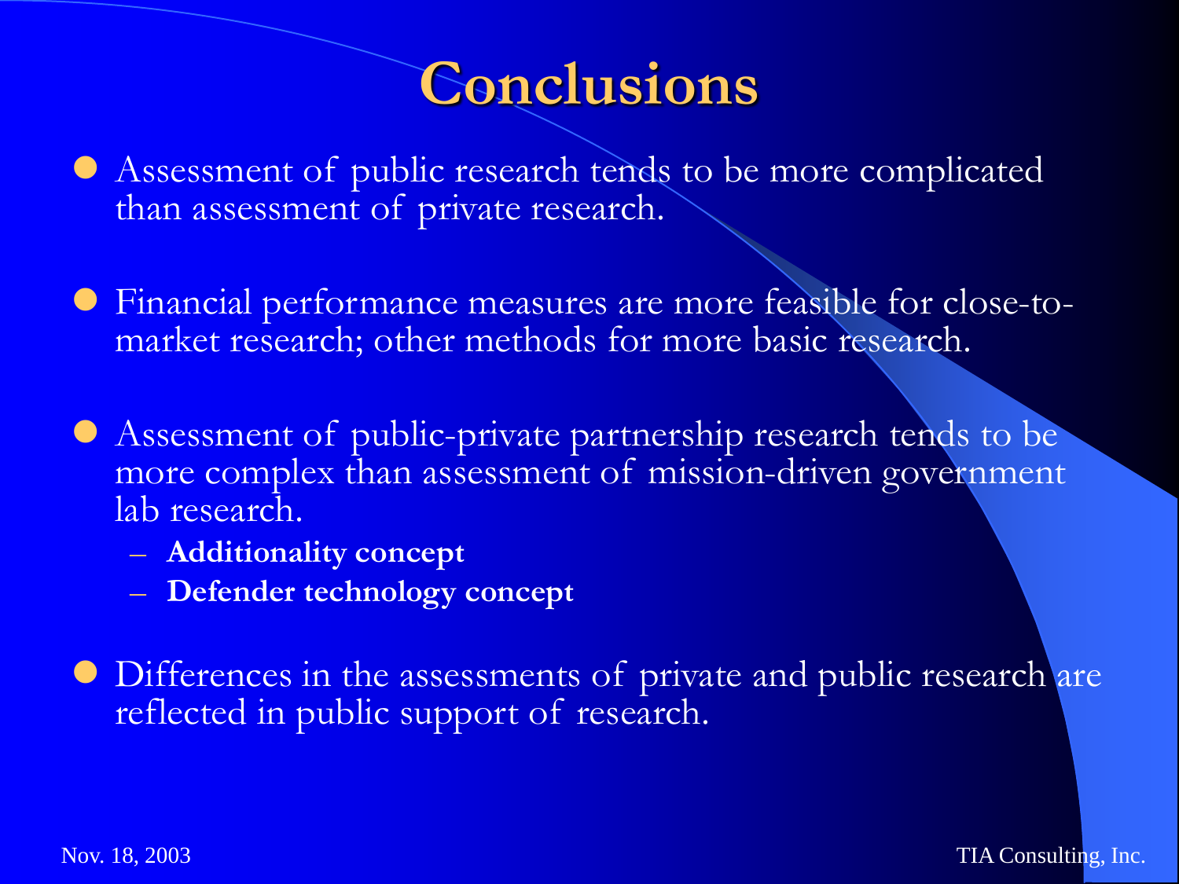# Conclusions

- Assessment of public research tends to be more complicated than assessment of private research.
- Financial performance measures are more feasible for close-to-market research; other methods for more basic research.
- Assessment of public-private partnership research tends to be more complex than assessment of mission-driven government lab research.
  - **Additionality concept**
  - **Defender technology concept**
- Differences in the assessments of private and public research are reflected in public support of research.